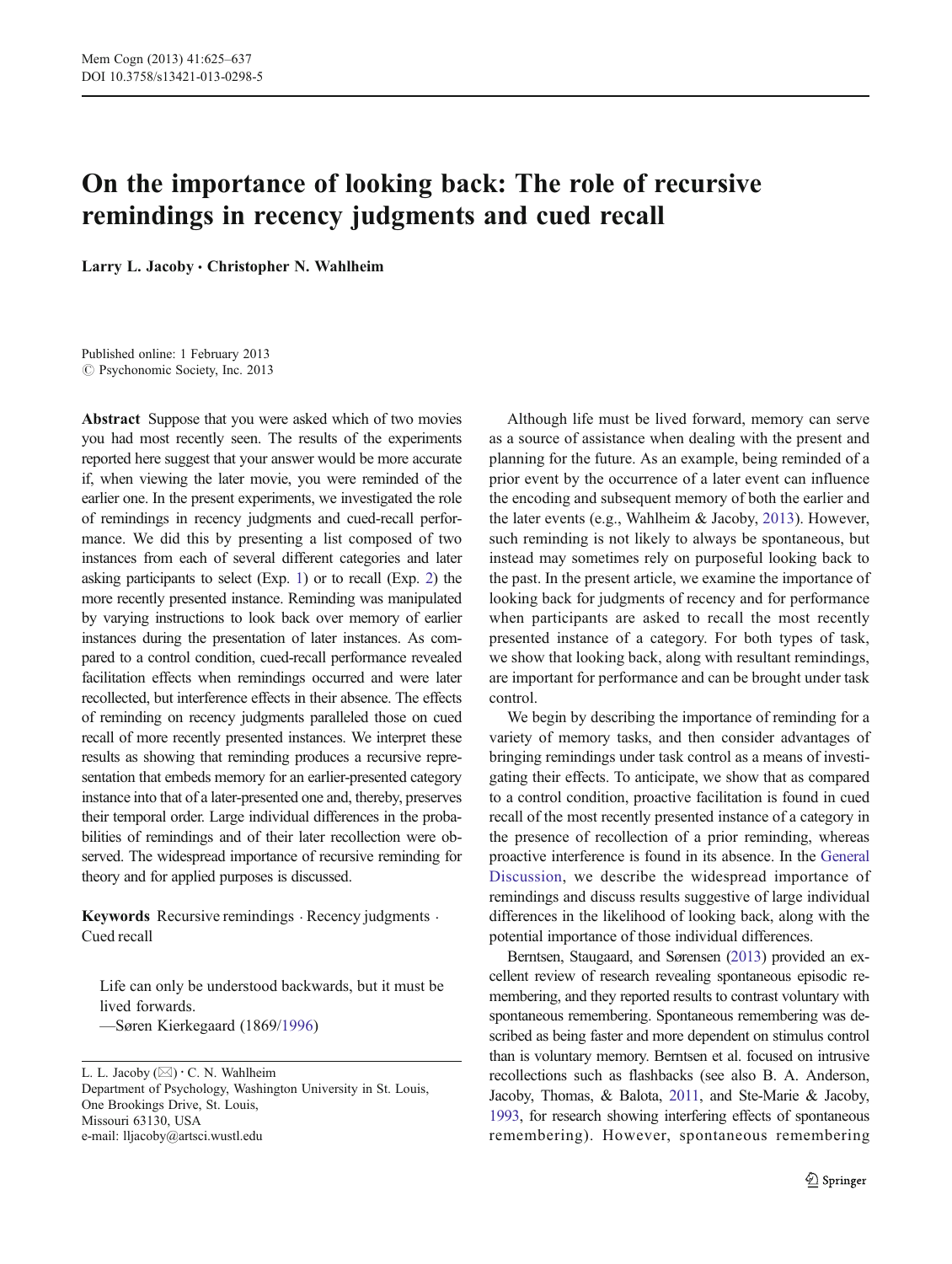# On the importance of looking back: The role of recursive remindings in recency judgments and cued recall

**Larry L. Jacoby · Christopher N. Wahlheim**

Published online: 1 February 2013
© Psychonomic Society, Inc. 2013

**Abstract** Suppose that you were asked which of two movies you had most recently seen. The results of the experiments reported here suggest that your answer would be more accurate if, when viewing the later movie, you were reminded of the earlier one. In the present experiments, we investigated the role of remindings in recency judgments and cued-recall performance. We did this by presenting a list composed of two instances from each of several different categories and later asking participants to select (Exp. 1) or to recall (Exp. 2) the more recently presented instance. Reminding was manipulated by varying instructions to look back over memory of earlier instances during the presentation of later instances. As compared to a control condition, cued-recall performance revealed facilitation effects when remindings occurred and were later recollected, but interference effects in their absence. The effects of reminding on recency judgments paralleled those on cued recall of more recently presented instances. We interpret these results as showing that reminding produces a recursive representation that embeds memory for an earlier-presented category instance into that of a later-presented one and, thereby, preserves their temporal order. Large individual differences in the probabilities of remindings and of their later recollection were observed. The widespread importance of recursive reminding for theory and for applied purposes is discussed.

**Keywords** Recursive remindings · Recency judgments · Cued recall

> Life can only be understood backwards, but it must be lived forwards.
> —Søren Kierkegaard (1869/1996)

L. L. Jacoby (✉) · C. N. Wahlheim
Department of Psychology, Washington University in St. Louis, One Brookings Drive, St. Louis, Missouri 63130, USA
e-mail: lljacoby@artsci.wustl.edu

Although life must be lived forward, memory can serve as a source of assistance when dealing with the present and planning for the future. As an example, being reminded of a prior event by the occurrence of a later event can influence the encoding and subsequent memory of both the earlier and the later events (e.g., Wahlheim & Jacoby, 2013). However, such reminding is not likely to always be spontaneous, but instead may sometimes rely on purposeful looking back to the past. In the present article, we examine the importance of looking back for judgments of recency and for performance when participants are asked to recall the most recently presented instance of a category. For both types of task, we show that looking back, along with resultant remindings, are important for performance and can be brought under task control.

We begin by describing the importance of reminding for a variety of memory tasks, and then consider advantages of bringing remindings under task control as a means of investigating their effects. To anticipate, we show that as compared to a control condition, proactive facilitation is found in cued recall of the most recently presented instance of a category in the presence of recollection of a prior reminding, whereas proactive interference is found in its absence. In the General Discussion, we describe the widespread importance of remindings and discuss results suggestive of large individual differences in the likelihood of looking back, along with the potential importance of those individual differences.

Berntsen, Staugaard, and Sørensen (2013) provided an excellent review of research revealing spontaneous episodic remembering, and they reported results to contrast voluntary with spontaneous remembering. Spontaneous remembering was described as being faster and more dependent on stimulus control than is voluntary memory. Berntsen et al. focused on intrusive recollections such as flashbacks (see also B. A. Anderson, Jacoby, Thomas, & Balota, 2011, and Ste-Marie & Jacoby, 1993, for research showing interfering effects of spontaneous remembering). However, spontaneous remembering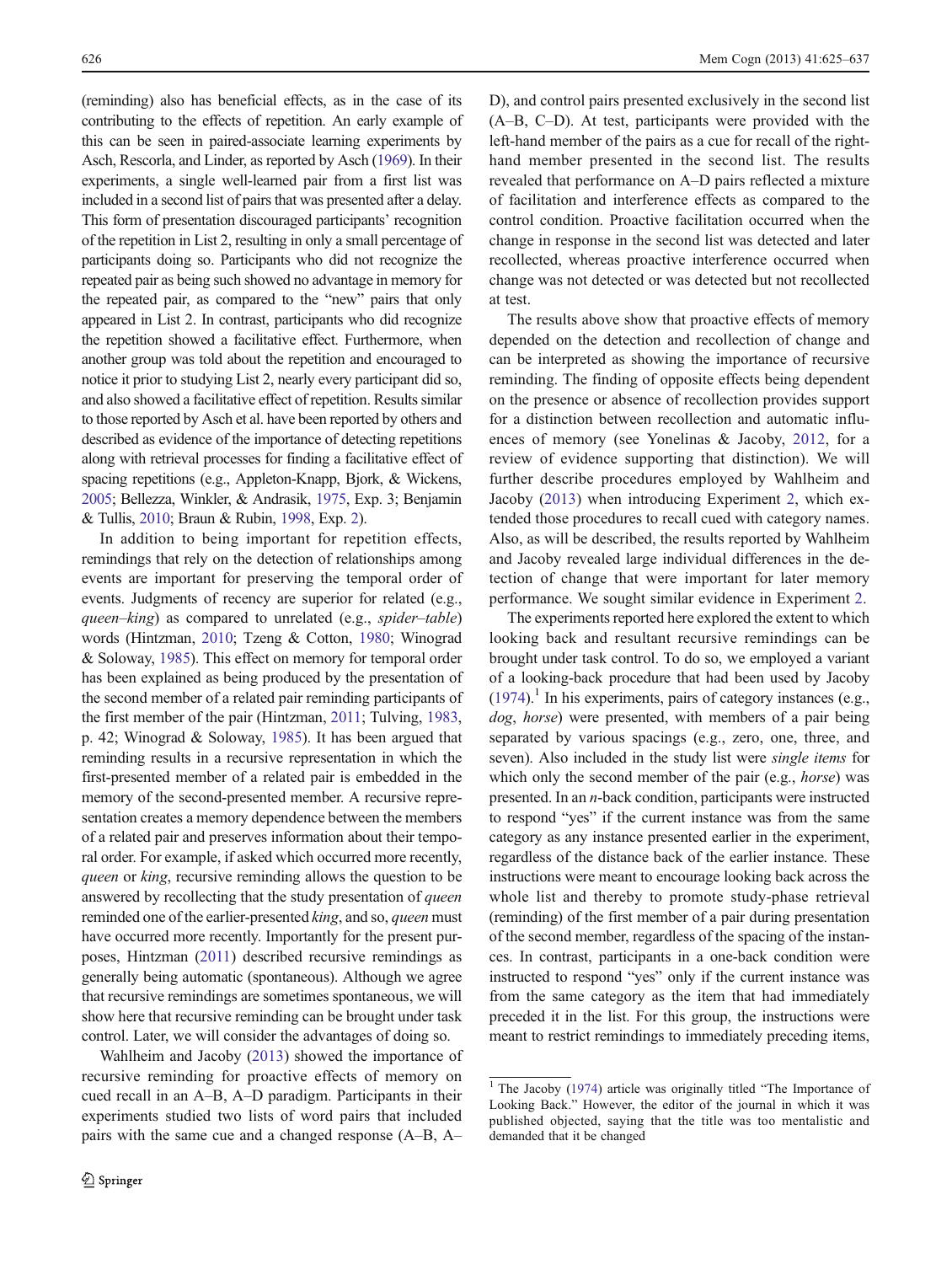(reminding) also has beneficial effects, as in the case of its contributing to the effects of repetition. An early example of this can be seen in paired-associate learning experiments by Asch, Rescorla, and Linder, as reported by Asch (1969). In their experiments, a single well-learned pair from a first list was included in a second list of pairs that was presented after a delay. This form of presentation discouraged participants' recognition of the repetition in List 2, resulting in only a small percentage of participants doing so. Participants who did not recognize the repeated pair as being such showed no advantage in memory for the repeated pair, as compared to the "new" pairs that only appeared in List 2. In contrast, participants who did recognize the repetition showed a facilitative effect. Furthermore, when another group was told about the repetition and encouraged to notice it prior to studying List 2, nearly every participant did so, and also showed a facilitative effect of repetition. Results similar to those reported by Asch et al. have been reported by others and described as evidence of the importance of detecting repetitions along with retrieval processes for finding a facilitative effect of spacing repetitions (e.g., Appleton-Knapp, Bjork, & Wickens, 2005; Bellezza, Winkler, & Andrasik, 1975, Exp. 3; Benjamin & Tullis, 2010; Braun & Rubin, 1998, Exp. 2).

In addition to being important for repetition effects, remindings that rely on the detection of relationships among events are important for preserving the temporal order of events. Judgments of recency are superior for related (e.g., *queen–king*) as compared to unrelated (e.g., *spider–table*) words (Hintzman, 2010; Tzeng & Cotton, 1980; Winograd & Soloway, 1985). This effect on memory for temporal order has been explained as being produced by the presentation of the second member of a related pair reminding participants of the first member of the pair (Hintzman, 2011; Tulving, 1983, p. 42; Winograd & Soloway, 1985). It has been argued that reminding results in a recursive representation in which the first-presented member of a related pair is embedded in the memory of the second-presented member. A recursive representation creates a memory dependence between the members of a related pair and preserves information about their temporal order. For example, if asked which occurred more recently, *queen* or *king*, recursive reminding allows the question to be answered by recollecting that the study presentation of *queen* reminded one of the earlier-presented *king*, and so, *queen* must have occurred more recently. Importantly for the present purposes, Hintzman (2011) described recursive remindings as generally being automatic (spontaneous). Although we agree that recursive remindings are sometimes spontaneous, we will show here that recursive reminding can be brought under task control. Later, we will consider the advantages of doing so.

Wahlheim and Jacoby (2013) showed the importance of recursive reminding for proactive effects of memory on cued recall in an A–B, A–D paradigm. Participants in their experiments studied two lists of word pairs that included pairs with the same cue and a changed response (A–B, A–D), and control pairs presented exclusively in the second list (A–B, C–D). At test, participants were provided with the left-hand member of the pairs as a cue for recall of the right-hand member presented in the second list. The results revealed that performance on A–D pairs reflected a mixture of facilitation and interference effects as compared to the control condition. Proactive facilitation occurred when the change in response in the second list was detected and later recollected, whereas proactive interference occurred when change was not detected or was detected but not recollected at test.

The results above show that proactive effects of memory depended on the detection and recollection of change and can be interpreted as showing the importance of recursive reminding. The finding of opposite effects being dependent on the presence or absence of recollection provides support for a distinction between recollection and automatic influences of memory (see Yonelinas & Jacoby, 2012, for a review of evidence supporting that distinction). We will further describe procedures employed by Wahlheim and Jacoby (2013) when introducing Experiment 2, which extended those procedures to recall cued with category names. Also, as will be described, the results reported by Wahlheim and Jacoby revealed large individual differences in the detection of change that were important for later memory performance. We sought similar evidence in Experiment 2.

The experiments reported here explored the extent to which looking back and resultant recursive remindings can be brought under task control. To do so, we employed a variant of a looking-back procedure that had been used by Jacoby (1974).[1] In his experiments, pairs of category instances (e.g., *dog*, *horse*) were presented, with members of a pair being separated by various spacings (e.g., zero, one, three, and seven). Also included in the study list were *single items* for which only the second member of the pair (e.g., *horse*) was presented. In an *n*-back condition, participants were instructed to respond "yes" if the current instance was from the same category as any instance presented earlier in the experiment, regardless of the distance back of the earlier instance. These instructions were meant to encourage looking back across the whole list and thereby to promote study-phase retrieval (reminding) of the first member of a pair during presentation of the second member, regardless of the spacing of the instances. In contrast, participants in a one-back condition were instructed to respond "yes" only if the current instance was from the same category as the item that had immediately preceded it in the list. For this group, the instructions were meant to restrict remindings to immediately preceding items,

[1] The Jacoby (1974) article was originally titled "The Importance of Looking Back." However, the editor of the journal in which it was published objected, saying that the title was too mentalistic and demanded that it be changed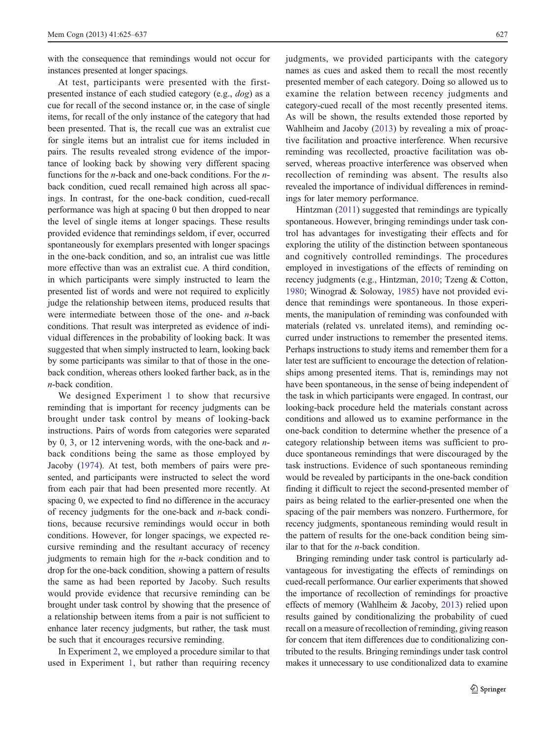with the consequence that remindings would not occur for instances presented at longer spacings.

At test, participants were presented with the first-presented instance of each studied category (e.g., *dog*) as a cue for recall of the second instance or, in the case of single items, for recall of the only instance of the category that had been presented. That is, the recall cue was an extralist cue for single items but an intralist cue for items included in pairs. The results revealed strong evidence of the importance of looking back by showing very different spacing functions for the *n*-back and one-back conditions. For the *n*-back condition, cued recall remained high across all spacings. In contrast, for the one-back condition, cued-recall performance was high at spacing 0 but then dropped to near the level of single items at longer spacings. These results provided evidence that remindings seldom, if ever, occurred spontaneously for exemplars presented with longer spacings in the one-back condition, and so, an intralist cue was little more effective than was an extralist cue. A third condition, in which participants were simply instructed to learn the presented list of words and were not required to explicitly judge the relationship between items, produced results that were intermediate between those of the one- and *n*-back conditions. That result was interpreted as evidence of individual differences in the probability of looking back. It was suggested that when simply instructed to learn, looking back by some participants was similar to that of those in the one-back condition, whereas others looked farther back, as in the *n*-back condition.

We designed Experiment 1 to show that recursive reminding that is important for recency judgments can be brought under task control by means of looking-back instructions. Pairs of words from categories were separated by 0, 3, or 12 intervening words, with the one-back and *n*-back conditions being the same as those employed by Jacoby (1974). At test, both members of pairs were presented, and participants were instructed to select the word from each pair that had been presented more recently. At spacing 0, we expected to find no difference in the accuracy of recency judgments for the one-back and *n*-back conditions, because recursive remindings would occur in both conditions. However, for longer spacings, we expected recursive reminding and the resultant accuracy of recency judgments to remain high for the *n*-back condition and to drop for the one-back condition, showing a pattern of results the same as had been reported by Jacoby. Such results would provide evidence that recursive reminding can be brought under task control by showing that the presence of a relationship between items from a pair is not sufficient to enhance later recency judgments, but rather, the task must be such that it encourages recursive reminding.

In Experiment 2, we employed a procedure similar to that used in Experiment 1, but rather than requiring recency judgments, we provided participants with the category names as cues and asked them to recall the most recently presented member of each category. Doing so allowed us to examine the relation between recency judgments and category-cued recall of the most recently presented items. As will be shown, the results extended those reported by Wahlheim and Jacoby (2013) by revealing a mix of proactive facilitation and proactive interference. When recursive reminding was recollected, proactive facilitation was observed, whereas proactive interference was observed when recollection of reminding was absent. The results also revealed the importance of individual differences in remindings for later memory performance.

Hintzman (2011) suggested that remindings are typically spontaneous. However, bringing remindings under task control has advantages for investigating their effects and for exploring the utility of the distinction between spontaneous and cognitively controlled remindings. The procedures employed in investigations of the effects of reminding on recency judgments (e.g., Hintzman, 2010; Tzeng & Cotton, 1980; Winograd & Soloway, 1985) have not provided evidence that remindings were spontaneous. In those experiments, the manipulation of reminding was confounded with materials (related vs. unrelated items), and reminding occurred under instructions to remember the presented items. Perhaps instructions to study items and remember them for a later test are sufficient to encourage the detection of relationships among presented items. That is, remindings may not have been spontaneous, in the sense of being independent of the task in which participants were engaged. In contrast, our looking-back procedure held the materials constant across conditions and allowed us to examine performance in the one-back condition to determine whether the presence of a category relationship between items was sufficient to produce spontaneous remindings that were discouraged by the task instructions. Evidence of such spontaneous reminding would be revealed by participants in the one-back condition finding it difficult to reject the second-presented member of pairs as being related to the earlier-presented one when the spacing of the pair members was nonzero. Furthermore, for recency judgments, spontaneous reminding would result in the pattern of results for the one-back condition being similar to that for the *n*-back condition.

Bringing reminding under task control is particularly advantageous for investigating the effects of remindings on cued-recall performance. Our earlier experiments that showed the importance of recollection of remindings for proactive effects of memory (Wahlheim & Jacoby, 2013) relied upon results gained by conditionalizing the probability of cued recall on a measure of recollection of reminding, giving reason for concern that item differences due to conditionalizing contributed to the results. Bringing remindings under task control makes it unnecessary to use conditionalized data to examine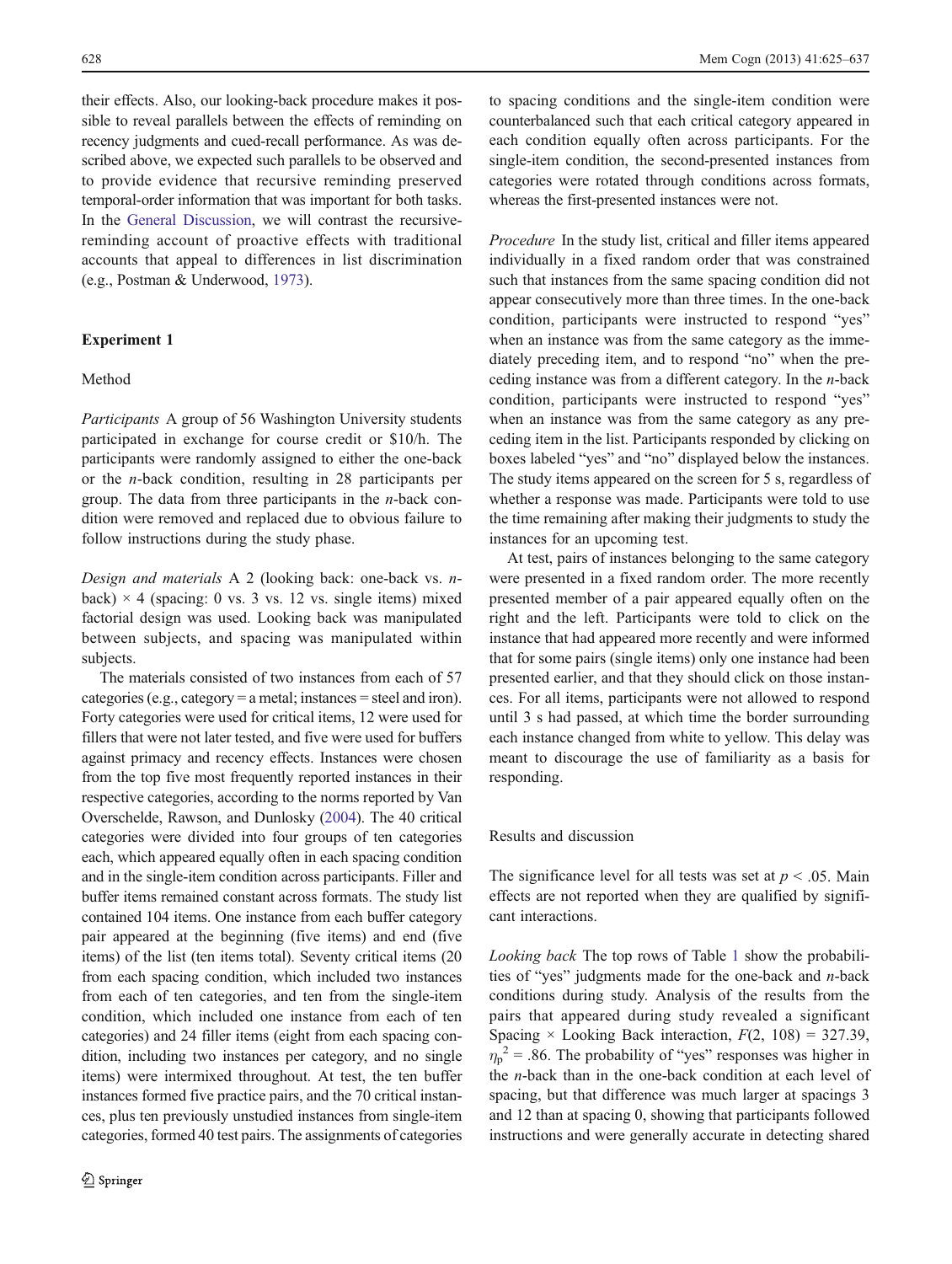their effects. Also, our looking-back procedure makes it possible to reveal parallels between the effects of reminding on recency judgments and cued-recall performance. As was described above, we expected such parallels to be observed and to provide evidence that recursive reminding preserved temporal-order information that was important for both tasks. In the General Discussion, we will contrast the recursive-reminding account of proactive effects with traditional accounts that appeal to differences in list discrimination (e.g., Postman & Underwood, 1973).

## Experiment 1

### Method

*Participants* A group of 56 Washington University students participated in exchange for course credit or \$10/h. The participants were randomly assigned to either the one-back or the *n*-back condition, resulting in 28 participants per group. The data from three participants in the *n*-back condition were removed and replaced due to obvious failure to follow instructions during the study phase.

*Design and materials* A 2 (looking back: one-back vs. *n*-back) × 4 (spacing: 0 vs. 3 vs. 12 vs. single items) mixed factorial design was used. Looking back was manipulated between subjects, and spacing was manipulated within subjects.

The materials consisted of two instances from each of 57 categories (e.g., category = a metal; instances = steel and iron). Forty categories were used for critical items, 12 were used for fillers that were not later tested, and five were used for buffers against primacy and recency effects. Instances were chosen from the top five most frequently reported instances in their respective categories, according to the norms reported by Van Overschelde, Rawson, and Dunlosky (2004). The 40 critical categories were divided into four groups of ten categories each, which appeared equally often in each spacing condition and in the single-item condition across participants. Filler and buffer items remained constant across formats. The study list contained 104 items. One instance from each buffer category pair appeared at the beginning (five items) and end (five items) of the list (ten items total). Seventy critical items (20 from each spacing condition, which included two instances from each of ten categories, and ten from the single-item condition, which included one instance from each of ten categories) and 24 filler items (eight from each spacing condition, including two instances per category, and no single items) were intermixed throughout. At test, the ten buffer instances formed five practice pairs, and the 70 critical instances, plus ten previously unstudied instances from single-item categories, formed 40 test pairs. The assignments of categories to spacing conditions and the single-item condition were counterbalanced such that each critical category appeared in each condition equally often across participants. For the single-item condition, the second-presented instances from categories were rotated through conditions across formats, whereas the first-presented instances were not.

*Procedure* In the study list, critical and filler items appeared individually in a fixed random order that was constrained such that instances from the same spacing condition did not appear consecutively more than three times. In the one-back condition, participants were instructed to respond "yes" when an instance was from the same category as the immediately preceding item, and to respond "no" when the preceding instance was from a different category. In the *n*-back condition, participants were instructed to respond "yes" when an instance was from the same category as any preceding item in the list. Participants responded by clicking on boxes labeled "yes" and "no" displayed below the instances. The study items appeared on the screen for 5 s, regardless of whether a response was made. Participants were told to use the time remaining after making their judgments to study the instances for an upcoming test.

At test, pairs of instances belonging to the same category were presented in a fixed random order. The more recently presented member of a pair appeared equally often on the right and the left. Participants were told to click on the instance that had appeared more recently and were informed that for some pairs (single items) only one instance had been presented earlier, and that they should click on those instances. For all items, participants were not allowed to respond until 3 s had passed, at which time the border surrounding each instance changed from white to yellow. This delay was meant to discourage the use of familiarity as a basis for responding.

### Results and discussion

The significance level for all tests was set at $p < .05$. Main effects are not reported when they are qualified by significant interactions.

*Looking back* The top rows of Table 1 show the probabilities of "yes" judgments made for the one-back and *n*-back conditions during study. Analysis of the results from the pairs that appeared during study revealed a significant Spacing × Looking Back interaction, $F(2, 108) = 327.39$, $\eta_p^2 = .86$. The probability of "yes" responses was higher in the *n*-back than in the one-back condition at each level of spacing, but that difference was much larger at spacings 3 and 12 than at spacing 0, showing that participants followed instructions and were generally accurate in detecting shared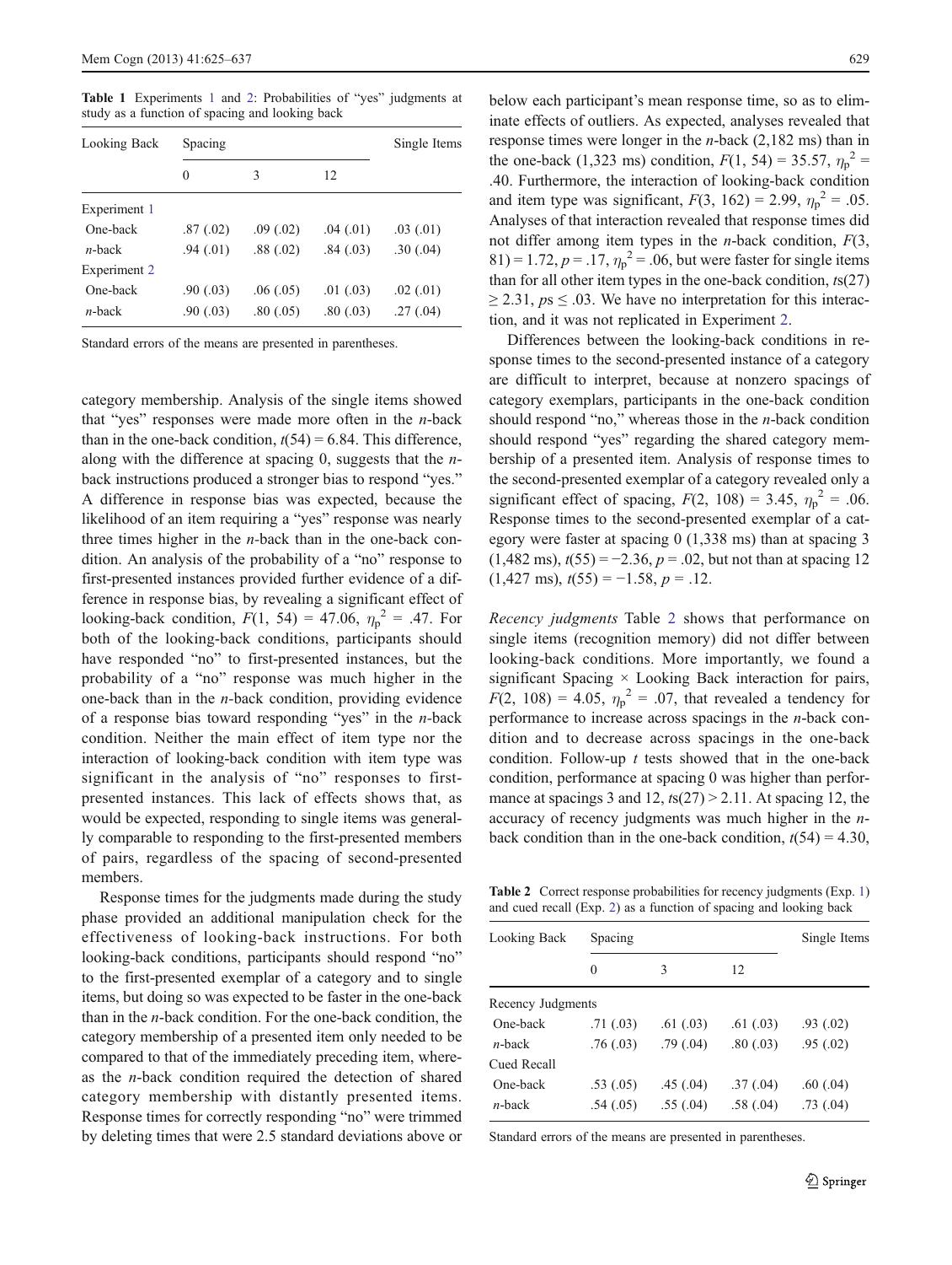**Table 1** Experiments 1 and 2: Probabilities of "yes" judgments at study as a function of spacing and looking back

| Looking Back | Spacing | | | Single Items |
|---|---|---|---|---|
| | 0 | 3 | 12 | |
| Experiment 1 | | | | |
| One-back | .87 (.02) | .09 (.02) | .04 (.01) | .03 (.01) |
| *n*-back | .94 (.01) | .88 (.02) | .84 (.03) | .30 (.04) |
| Experiment 2 | | | | |
| One-back | .90 (.03) | .06 (.05) | .01 (.03) | .02 (.01) |
| *n*-back | .90 (.03) | .80 (.05) | .80 (.03) | .27 (.04) |

Standard errors of the means are presented in parentheses.

category membership. Analysis of the single items showed that "yes" responses were made more often in the *n*-back than in the one-back condition, $t(54) = 6.84$. This difference, along with the difference at spacing 0, suggests that the *n*-back instructions produced a stronger bias to respond "yes." A difference in response bias was expected, because the likelihood of an item requiring a "yes" response was nearly three times higher in the *n*-back than in the one-back condition. An analysis of the probability of a "no" response to first-presented instances provided further evidence of a difference in response bias, by revealing a significant effect of looking-back condition, $F(1, 54) = 47.06$, $\eta_p^2 = .47$. For both of the looking-back conditions, participants should have responded "no" to first-presented instances, but the probability of a "no" response was much higher in the one-back than in the *n*-back condition, providing evidence of a response bias toward responding "yes" in the *n*-back condition. Neither the main effect of item type nor the interaction of looking-back condition with item type was significant in the analysis of "no" responses to first-presented instances. This lack of effects shows that, as would be expected, responding to single items was generally comparable to responding to the first-presented members of pairs, regardless of the spacing of second-presented members.

Response times for the judgments made during the study phase provided an additional manipulation check for the effectiveness of looking-back instructions. For both looking-back conditions, participants should respond "no" to the first-presented exemplar of a category and to single items, but doing so was expected to be faster in the one-back than in the *n*-back condition. For the one-back condition, the category membership of a presented item only needed to be compared to that of the immediately preceding item, whereas the *n*-back condition required the detection of shared category membership with distantly presented items. Response times for correctly responding "no" were trimmed by deleting times that were 2.5 standard deviations above or below each participant's mean response time, so as to eliminate effects of outliers. As expected, analyses revealed that response times were longer in the *n*-back (2,182 ms) than in the one-back (1,323 ms) condition, $F(1, 54) = 35.57$, $\eta_p^2 = .40$. Furthermore, the interaction of looking-back condition and item type was significant, $F(3, 162) = 2.99$, $\eta_p^2 = .05$. Analyses of that interaction revealed that response times did not differ among item types in the *n*-back condition, $F(3, 81) = 1.72$, $p = .17$, $\eta_p^2 = .06$, but were faster for single items than for all other item types in the one-back condition, $ts(27) \geq 2.31$, $ps \leq .03$. We have no interpretation for this interaction, and it was not replicated in Experiment 2.

Differences between the looking-back conditions in response times to the second-presented instance of a category are difficult to interpret, because at nonzero spacings of category exemplars, participants in the one-back condition should respond "no," whereas those in the *n*-back condition should respond "yes" regarding the shared category membership of a presented item. Analysis of response times to the second-presented exemplar of a category revealed only a significant effect of spacing, $F(2, 108) = 3.45$, $\eta_p^2 = .06$. Response times to the second-presented exemplar of a category were faster at spacing 0 (1,338 ms) than at spacing 3 (1,482 ms), $t(55) = -2.36$, $p = .02$, but not than at spacing 12 (1,427 ms), $t(55) = -1.58$, $p = .12$.

*Recency judgments* Table 2 shows that performance on single items (recognition memory) did not differ between looking-back conditions. More importantly, we found a significant Spacing × Looking Back interaction for pairs, $F(2, 108) = 4.05$, $\eta_p^2 = .07$, that revealed a tendency for performance to increase across spacings in the *n*-back condition and to decrease across spacings in the one-back condition. Follow-up *t* tests showed that in the one-back condition, performance at spacing 0 was higher than performance at spacings 3 and 12, $ts(27) > 2.11$. At spacing 12, the accuracy of recency judgments was much higher in the *n*-back condition than in the one-back condition, $t(54) = 4.30$,

**Table 2** Correct response probabilities for recency judgments (Exp. 1) and cued recall (Exp. 2) as a function of spacing and looking back

| Looking Back | Spacing | | | Single Items |
|---|---|---|---|---|
| | 0 | 3 | 12 | |
| Recency Judgments | | | | |
| One-back | .71 (.03) | .61 (.03) | .61 (.03) | .93 (.02) |
| *n*-back | .76 (.03) | .79 (.04) | .80 (.03) | .95 (.02) |
| Cued Recall | | | | |
| One-back | .53 (.05) | .45 (.04) | .37 (.04) | .60 (.04) |
| *n*-back | .54 (.05) | .55 (.04) | .58 (.04) | .73 (.04) |

Standard errors of the means are presented in parentheses.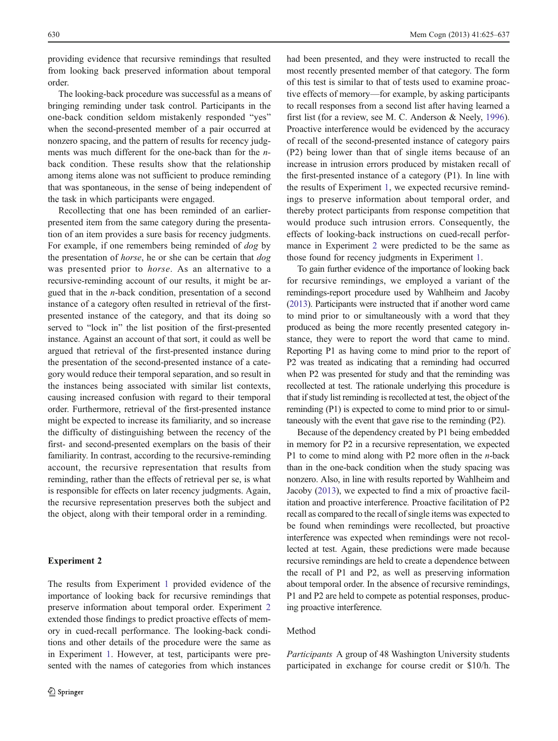providing evidence that recursive remindings that resulted from looking back preserved information about temporal order.

The looking-back procedure was successful as a means of bringing reminding under task control. Participants in the one-back condition seldom mistakenly responded "yes" when the second-presented member of a pair occurred at nonzero spacing, and the pattern of results for recency judgments was much different for the one-back than for the *n*-back condition. These results show that the relationship among items alone was not sufficient to produce reminding that was spontaneous, in the sense of being independent of the task in which participants were engaged.

Recollecting that one has been reminded of an earlier-presented item from the same category during the presentation of an item provides a sure basis for recency judgments. For example, if one remembers being reminded of *dog* by the presentation of *horse*, he or she can be certain that *dog* was presented prior to *horse*. As an alternative to a recursive-reminding account of our results, it might be argued that in the *n*-back condition, presentation of a second instance of a category often resulted in retrieval of the first-presented instance of the category, and that its doing so served to "lock in" the list position of the first-presented instance. Against an account of that sort, it could as well be argued that retrieval of the first-presented instance during the presentation of the second-presented instance of a category would reduce their temporal separation, and so result in the instances being associated with similar list contexts, causing increased confusion with regard to their temporal order. Furthermore, retrieval of the first-presented instance might be expected to increase its familiarity, and so increase the difficulty of distinguishing between the recency of the first- and second-presented exemplars on the basis of their familiarity. In contrast, according to the recursive-reminding account, the recursive representation that results from reminding, rather than the effects of retrieval per se, is what is responsible for effects on later recency judgments. Again, the recursive representation preserves both the subject and the object, along with their temporal order in a reminding.

## Experiment 2

The results from Experiment 1 provided evidence of the importance of looking back for recursive remindings that preserve information about temporal order. Experiment 2 extended those findings to predict proactive effects of memory in cued-recall performance. The looking-back conditions and other details of the procedure were the same as in Experiment 1. However, at test, participants were presented with the names of categories from which instances had been presented, and they were instructed to recall the most recently presented member of that category. The form of this test is similar to that of tests used to examine proactive effects of memory—for example, by asking participants to recall responses from a second list after having learned a first list (for a review, see M. C. Anderson & Neely, 1996). Proactive interference would be evidenced by the accuracy of recall of the second-presented instance of category pairs (P2) being lower than that of single items because of an increase in intrusion errors produced by mistaken recall of the first-presented instance of a category (P1). In line with the results of Experiment 1, we expected recursive remindings to preserve information about temporal order, and thereby protect participants from response competition that would produce such intrusion errors. Consequently, the effects of looking-back instructions on cued-recall performance in Experiment 2 were predicted to be the same as those found for recency judgments in Experiment 1.

To gain further evidence of the importance of looking back for recursive remindings, we employed a variant of the remindings-report procedure used by Wahlheim and Jacoby (2013). Participants were instructed that if another word came to mind prior to or simultaneously with a word that they produced as being the more recently presented category instance, they were to report the word that came to mind. Reporting P1 as having come to mind prior to the report of P2 was treated as indicating that a reminding had occurred when P2 was presented for study and that the reminding was recollected at test. The rationale underlying this procedure is that if study list reminding is recollected at test, the object of the reminding (P1) is expected to come to mind prior to or simultaneously with the event that gave rise to the reminding (P2).

Because of the dependency created by P1 being embedded in memory for P2 in a recursive representation, we expected P1 to come to mind along with P2 more often in the *n*-back than in the one-back condition when the study spacing was nonzero. Also, in line with results reported by Wahlheim and Jacoby (2013), we expected to find a mix of proactive facilitation and proactive interference. Proactive facilitation of P2 recall as compared to the recall of single items was expected to be found when remindings were recollected, but proactive interference was expected when remindings were not recollected at test. Again, these predictions were made because recursive remindings are held to create a dependence between the recall of P1 and P2, as well as preserving information about temporal order. In the absence of recursive remindings, P1 and P2 are held to compete as potential responses, producing proactive interference.

### Method

*Participants* A group of 48 Washington University students participated in exchange for course credit or $10/h. The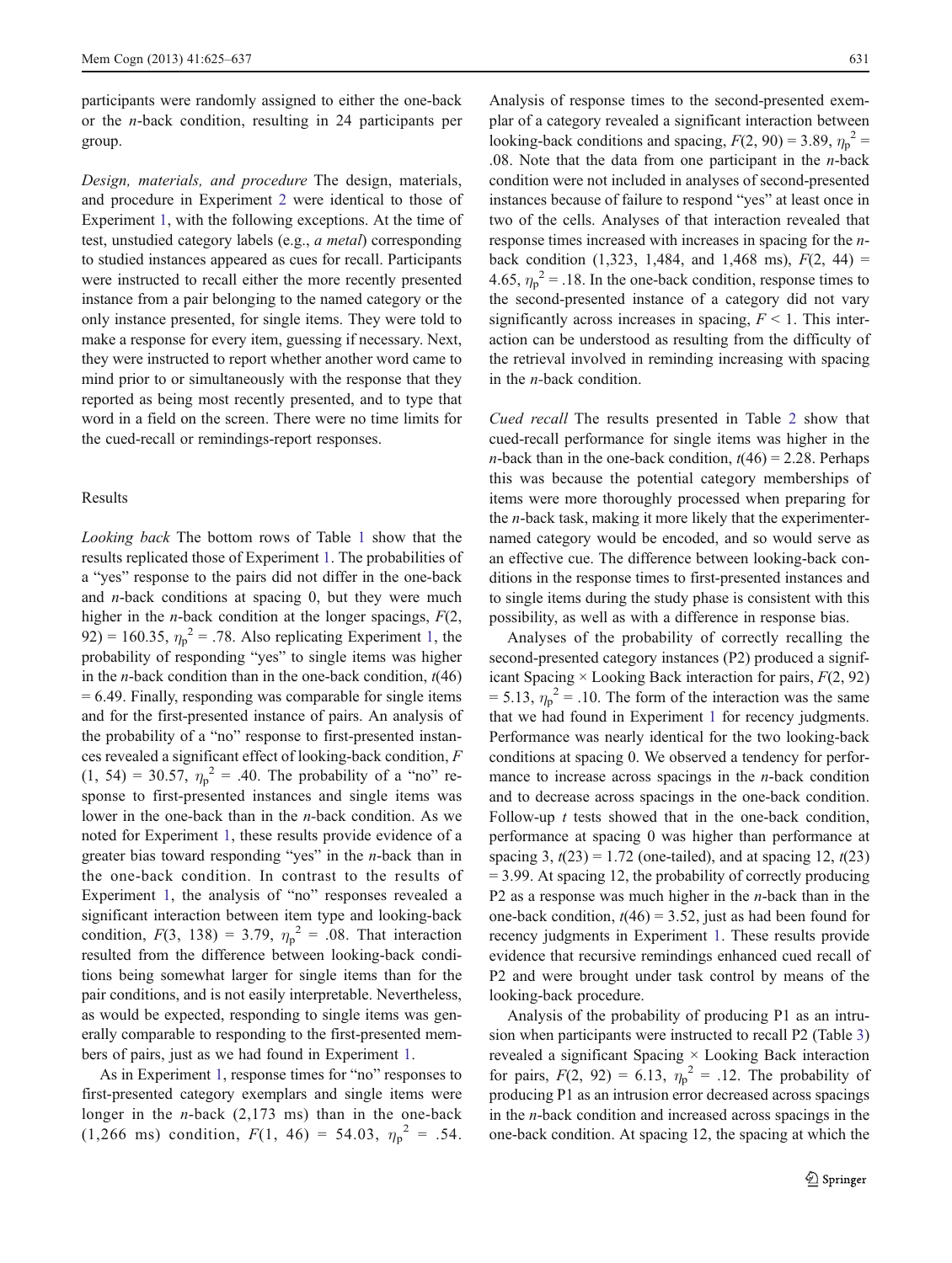participants were randomly assigned to either the one-back or the *n*-back condition, resulting in 24 participants per group.

*Design, materials, and procedure* The design, materials, and procedure in Experiment 2 were identical to those of Experiment 1, with the following exceptions. At the time of test, unstudied category labels (e.g., *a metal*) corresponding to studied instances appeared as cues for recall. Participants were instructed to recall either the more recently presented instance from a pair belonging to the named category or the only instance presented, for single items. They were told to make a response for every item, guessing if necessary. Next, they were instructed to report whether another word came to mind prior to or simultaneously with the response that they reported as being most recently presented, and to type that word in a field on the screen. There were no time limits for the cued-recall or remindings-report responses.

## Results

*Looking back* The bottom rows of Table 1 show that the results replicated those of Experiment 1. The probabilities of a "yes" response to the pairs did not differ in the one-back and *n*-back conditions at spacing 0, but they were much higher in the *n*-back condition at the longer spacings, $F(2, 92) = 160.35$, $\eta_p^2 = .78$. Also replicating Experiment 1, the probability of responding "yes" to single items was higher in the *n*-back condition than in the one-back condition, $t(46) = 6.49$. Finally, responding was comparable for single items and for the first-presented instance of pairs. An analysis of the probability of a "no" response to first-presented instances revealed a significant effect of looking-back condition, $F(1, 54) = 30.57$, $\eta_p^2 = .40$. The probability of a "no" response to first-presented instances and single items was lower in the one-back than in the *n*-back condition. As we noted for Experiment 1, these results provide evidence of a greater bias toward responding "yes" in the *n*-back than in the one-back condition. In contrast to the results of Experiment 1, the analysis of "no" responses revealed a significant interaction between item type and looking-back condition, $F(3, 138) = 3.79$, $\eta_p^2 = .08$. That interaction resulted from the difference between looking-back conditions being somewhat larger for single items than for the pair conditions, and is not easily interpretable. Nevertheless, as would be expected, responding to single items was generally comparable to responding to the first-presented members of pairs, just as we had found in Experiment 1.

As in Experiment 1, response times for "no" responses to first-presented category exemplars and single items were longer in the *n*-back (2,173 ms) than in the one-back (1,266 ms) condition, $F(1, 46) = 54.03$, $\eta_p^2 = .54$. Analysis of response times to the second-presented exemplar of a category revealed a significant interaction between looking-back conditions and spacing, $F(2, 90) = 3.89$, $\eta_p^2 = .08$. Note that the data from one participant in the *n*-back condition were not included in analyses of second-presented instances because of failure to respond "yes" at least once in two of the cells. Analyses of that interaction revealed that response times increased with increases in spacing for the *n*-back condition (1,323, 1,484, and 1,468 ms), $F(2, 44) = 4.65$, $\eta_p^2 = .18$. In the one-back condition, response times to the second-presented instance of a category did not vary significantly across increases in spacing, $F < 1$. This interaction can be understood as resulting from the difficulty of the retrieval involved in reminding increasing with spacing in the *n*-back condition.

*Cued recall* The results presented in Table 2 show that cued-recall performance for single items was higher in the *n*-back than in the one-back condition, $t(46) = 2.28$. Perhaps this was because the potential category memberships of items were more thoroughly processed when preparing for the *n*-back task, making it more likely that the experimenter-named category would be encoded, and so would serve as an effective cue. The difference between looking-back conditions in the response times to first-presented instances and to single items during the study phase is consistent with this possibility, as well as with a difference in response bias.

Analyses of the probability of correctly recalling the second-presented category instances (P2) produced a significant Spacing × Looking Back interaction for pairs, $F(2, 92) = 5.13$, $\eta_p^2 = .10$. The form of the interaction was the same that we had found in Experiment 1 for recency judgments. Performance was nearly identical for the two looking-back conditions at spacing 0. We observed a tendency for performance to increase across spacings in the *n*-back condition and to decrease across spacings in the one-back condition. Follow-up *t* tests showed that in the one-back condition, performance at spacing 0 was higher than performance at spacing 3, $t(23) = 1.72$ (one-tailed), and at spacing 12, $t(23) = 3.99$. At spacing 12, the probability of correctly producing P2 as a response was much higher in the *n*-back than in the one-back condition, $t(46) = 3.52$, just as had been found for recency judgments in Experiment 1. These results provide evidence that recursive remindings enhanced cued recall of P2 and were brought under task control by means of the looking-back procedure.

Analysis of the probability of producing P1 as an intrusion when participants were instructed to recall P2 (Table 3) revealed a significant Spacing × Looking Back interaction for pairs, $F(2, 92) = 6.13$, $\eta_p^2 = .12$. The probability of producing P1 as an intrusion error decreased across spacings in the *n*-back condition and increased across spacings in the one-back condition. At spacing 12, the spacing at which the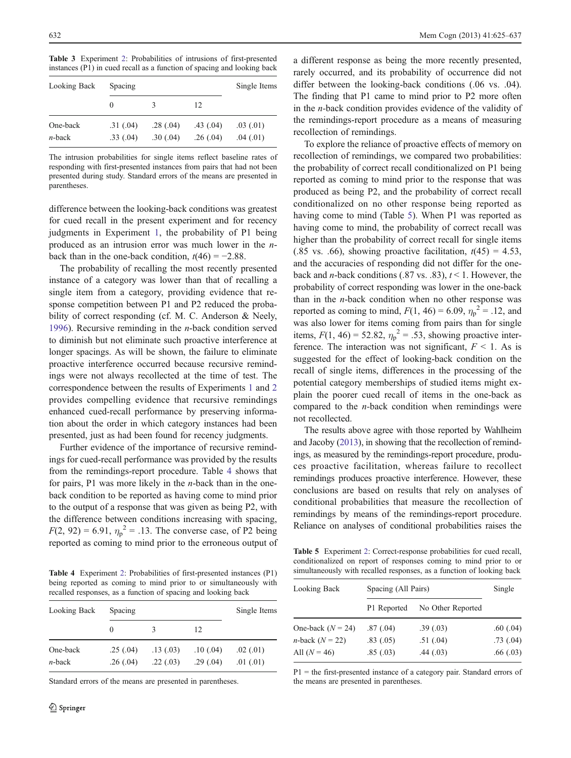**Table 3** Experiment 2: Probabilities of intrusions of first-presented instances (P1) in cued recall as a function of spacing and looking back

| Looking Back | Spacing | | | Single Items |
|---|---|---|---|---|
| | 0 | 3 | 12 | |
| One-back | .31 (.04) | .28 (.04) | .43 (.04) | .03 (.01) |
| *n*-back | .33 (.04) | .30 (.04) | .26 (.04) | .04 (.01) |

The intrusion probabilities for single items reflect baseline rates of responding with first-presented instances from pairs that had not been presented during study. Standard errors of the means are presented in parentheses.

difference between the looking-back conditions was greatest for cued recall in the present experiment and for recency judgments in Experiment 1, the probability of P1 being produced as an intrusion error was much lower in the *n*-back than in the one-back condition, $t(46) = -2.88$.

The probability of recalling the most recently presented instance of a category was lower than that of recalling a single item from a category, providing evidence that response competition between P1 and P2 reduced the probability of correct responding (cf. M. C. Anderson & Neely, 1996). Recursive reminding in the *n*-back condition served to diminish but not eliminate such proactive interference at longer spacings. As will be shown, the failure to eliminate proactive interference occurred because recursive remindings were not always recollected at the time of test. The correspondence between the results of Experiments 1 and 2 provides compelling evidence that recursive remindings enhanced cued-recall performance by preserving information about the order in which category instances had been presented, just as had been found for recency judgments.

Further evidence of the importance of recursive remindings for cued-recall performance was provided by the results from the remindings-report procedure. Table 4 shows that for pairs, P1 was more likely in the *n*-back than in the one-back condition to be reported as having come to mind prior to the output of a response that was given as being P2, with the difference between conditions increasing with spacing, $F(2, 92) = 6.91$, $\eta_p^2 = .13$. The converse case, of P2 being reported as coming to mind prior to the erroneous output of a different response as being the more recently presented, rarely occurred, and its probability of occurrence did not differ between the looking-back conditions (.06 vs. .04). The finding that P1 came to mind prior to P2 more often in the *n*-back condition provides evidence of the validity of the remindings-report procedure as a means of measuring recollection of remindings.

**Table 4** Experiment 2: Probabilities of first-presented instances (P1) being reported as coming to mind prior to or simultaneously with recalled responses, as a function of spacing and looking back

| Looking Back | Spacing | | | Single Items |
|---|---|---|---|---|
| | 0 | 3 | 12 | |
| One-back | .25 (.04) | .13 (.03) | .10 (.04) | .02 (.01) |
| *n*-back | .26 (.04) | .22 (.03) | .29 (.04) | .01 (.01) |

Standard errors of the means are presented in parentheses.

To explore the reliance of proactive effects of memory on recollection of remindings, we compared two probabilities: the probability of correct recall conditionalized on P1 being reported as coming to mind prior to the response that was produced as being P2, and the probability of correct recall conditionalized on no other response being reported as having come to mind (Table 5). When P1 was reported as having come to mind, the probability of correct recall was higher than the probability of correct recall for single items (.85 vs. .66), showing proactive facilitation, $t(45) = 4.53$, and the accuracies of responding did not differ for the one-back and *n*-back conditions (.87 vs. .83), $t < 1$. However, the probability of correct responding was lower in the one-back than in the *n*-back condition when no other response was reported as coming to mind, $F(1, 46) = 6.09$, $\eta_p^2 = .12$, and was also lower for items coming from pairs than for single items, $F(1, 46) = 52.82$, $\eta_p^2 = .53$, showing proactive interference. The interaction was not significant, $F < 1$. As is suggested for the effect of looking-back condition on the recall of single items, differences in the processing of the potential category memberships of studied items might explain the poorer cued recall of items in the one-back as compared to the *n*-back condition when remindings were not recollected.

The results above agree with those reported by Wahlheim and Jacoby (2013), in showing that the recollection of remindings, as measured by the remindings-report procedure, produces proactive facilitation, whereas failure to recollect remindings produces proactive interference. However, these conclusions are based on results that rely on analyses of conditional probabilities that measure the recollection of remindings by means of the remindings-report procedure. Reliance on analyses of conditional probabilities raises the

**Table 5** Experiment 2: Correct-response probabilities for cued recall, conditionalized on report of responses coming to mind prior to or simultaneously with recalled responses, as a function of looking back

| Looking Back | Spacing (All Pairs) | | Single |
|---|---|---|---|
| | P1 Reported | No Other Reported | |
| One-back ($N = 24$) | .87 (.04) | .39 (.03) | .60 (.04) |
| *n*-back ($N = 22$) | .83 (.05) | .51 (.04) | .73 (.04) |
| All ($N = 46$) | .85 (.03) | .44 (.03) | .66 (.03) |

P1 = the first-presented instance of a category pair. Standard errors of the means are presented in parentheses.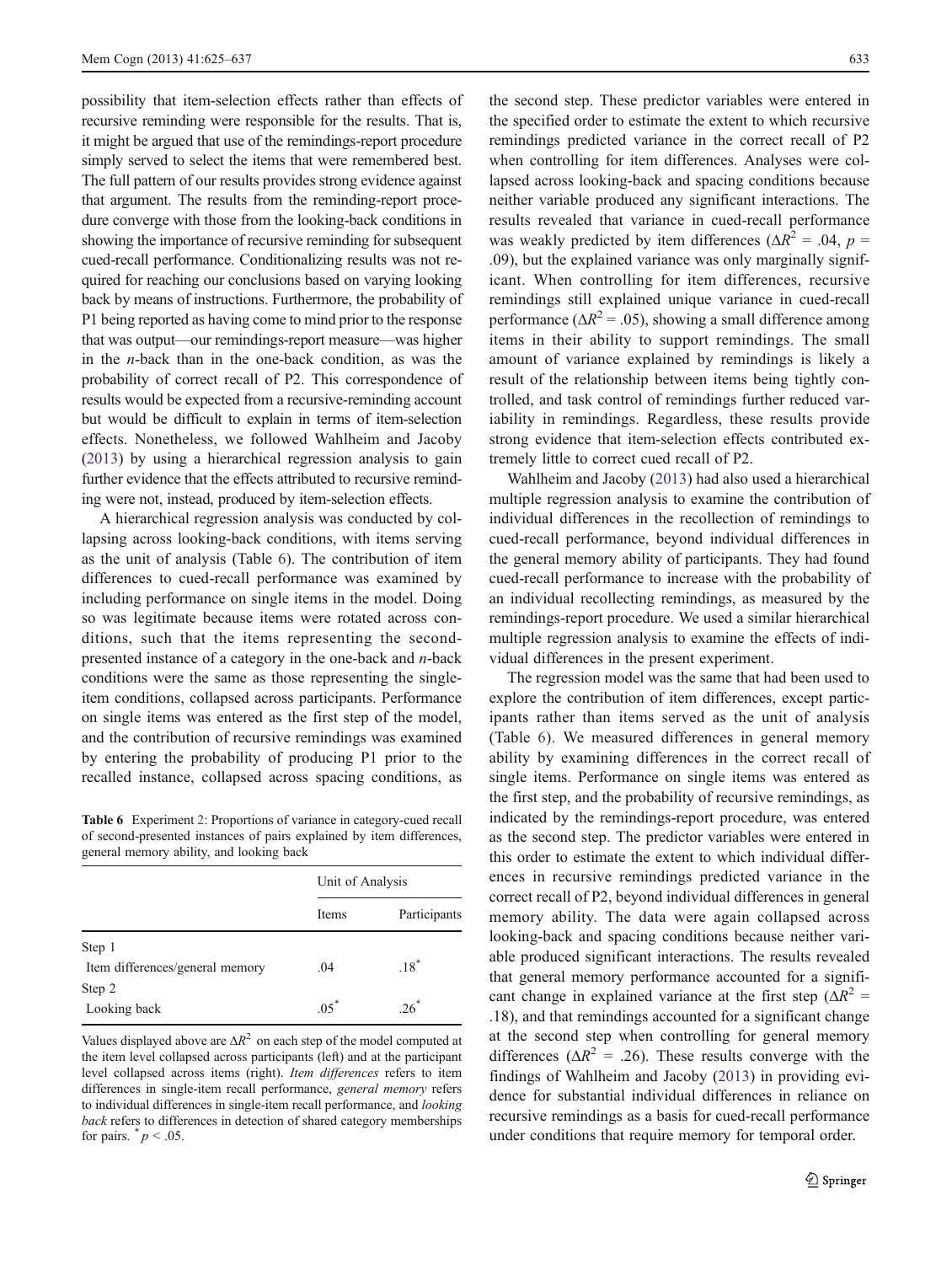possibility that item-selection effects rather than effects of recursive reminding were responsible for the results. That is, it might be argued that use of the remindings-report procedure simply served to select the items that were remembered best. The full pattern of our results provides strong evidence against that argument. The results from the reminding-report procedure converge with those from the looking-back conditions in showing the importance of recursive reminding for subsequent cued-recall performance. Conditionalizing results was not required for reaching our conclusions based on varying looking back by means of instructions. Furthermore, the probability of P1 being reported as having come to mind prior to the response that was output—our remindings-report measure—was higher in the *n*-back than in the one-back condition, as was the probability of correct recall of P2. This correspondence of results would be expected from a recursive-reminding account but would be difficult to explain in terms of item-selection effects. Nonetheless, we followed Wahlheim and Jacoby (2013) by using a hierarchical regression analysis to gain further evidence that the effects attributed to recursive reminding were not, instead, produced by item-selection effects.

A hierarchical regression analysis was conducted by collapsing across looking-back conditions, with items serving as the unit of analysis (Table 6). The contribution of item differences to cued-recall performance was examined by including performance on single items in the model. Doing so was legitimate because items were rotated across conditions, such that the items representing the second-presented instance of a category in the one-back and *n*-back conditions were the same as those representing the single-item conditions, collapsed across participants. Performance on single items was entered as the first step of the model, and the contribution of recursive remindings was examined by entering the probability of producing P1 prior to the recalled instance, collapsed across spacing conditions, as the second step. These predictor variables were entered in the specified order to estimate the extent to which recursive remindings predicted variance in the correct recall of P2 when controlling for item differences. Analyses were collapsed across looking-back and spacing conditions because neither variable produced any significant interactions. The results revealed that variance in cued-recall performance was weakly predicted by item differences ($\Delta R^2$ = .04, $p$ = .09), but the explained variance was only marginally significant. When controlling for item differences, recursive remindings still explained unique variance in cued-recall performance ($\Delta R^2$ = .05), showing a small difference among items in their ability to support remindings. The small amount of variance explained by remindings is likely a result of the relationship between items being tightly controlled, and task control of remindings further reduced variability in remindings. Regardless, these results provide strong evidence that item-selection effects contributed extremely little to correct cued recall of P2.

**Table 6** Experiment 2: Proportions of variance in category-cued recall of second-presented instances of pairs explained by item differences, general memory ability, and looking back

| | Unit of Analysis | |
|---|---|---|
| | Items | Participants |
| Step 1 | | |
| Item differences/general memory | .04 | .18* |
| Step 2 | | |
| Looking back | .05* | .26* |

Values displayed above are $\Delta R^2$ on each step of the model computed at the item level collapsed across participants (left) and at the participant level collapsed across items (right). *Item differences* refers to item differences in single-item recall performance, *general memory* refers to individual differences in single-item recall performance, and *looking back* refers to differences in detection of shared category memberships for pairs. * $p$ < .05.

Wahlheim and Jacoby (2013) had also used a hierarchical multiple regression analysis to examine the contribution of individual differences in the recollection of remindings to cued-recall performance, beyond individual differences in the general memory ability of participants. They had found cued-recall performance to increase with the probability of an individual recollecting remindings, as measured by the remindings-report procedure. We used a similar hierarchical multiple regression analysis to examine the effects of individual differences in the present experiment.

The regression model was the same that had been used to explore the contribution of item differences, except participants rather than items served as the unit of analysis (Table 6). We measured differences in general memory ability by examining differences in the correct recall of single items. Performance on single items was entered as the first step, and the probability of recursive remindings, as indicated by the remindings-report procedure, was entered as the second step. The predictor variables were entered in this order to estimate the extent to which individual differences in recursive remindings predicted variance in the correct recall of P2, beyond individual differences in general memory ability. The data were again collapsed across looking-back and spacing conditions because neither variable produced significant interactions. The results revealed that general memory performance accounted for a significant change in explained variance at the first step ($\Delta R^2$ = .18), and that remindings accounted for a significant change at the second step when controlling for general memory differences ($\Delta R^2$ = .26). These results converge with the findings of Wahlheim and Jacoby (2013) in providing evidence for substantial individual differences in reliance on recursive remindings as a basis for cued-recall performance under conditions that require memory for temporal order.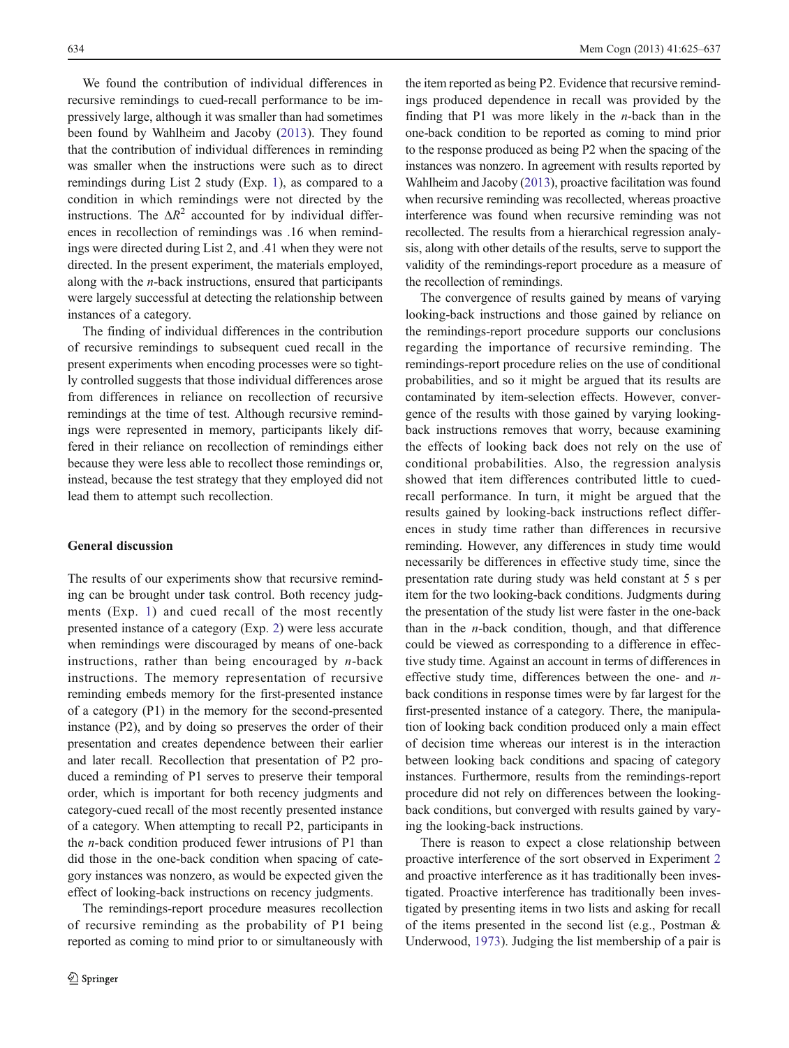We found the contribution of individual differences in recursive remindings to cued-recall performance to be impressively large, although it was smaller than had sometimes been found by Wahlheim and Jacoby (2013). They found that the contribution of individual differences in reminding was smaller when the instructions were such as to direct remindings during List 2 study (Exp. 1), as compared to a condition in which remindings were not directed by the instructions. The $\Delta R^2$ accounted for by individual differences in recollection of remindings was .16 when remindings were directed during List 2, and .41 when they were not directed. In the present experiment, the materials employed, along with the *n*-back instructions, ensured that participants were largely successful at detecting the relationship between instances of a category.

The finding of individual differences in the contribution of recursive remindings to subsequent cued recall in the present experiments when encoding processes were so tightly controlled suggests that those individual differences arose from differences in reliance on recollection of recursive remindings at the time of test. Although recursive remindings were represented in memory, participants likely differed in their reliance on recollection of remindings either because they were less able to recollect those remindings or, instead, because the test strategy that they employed did not lead them to attempt such recollection.

## General discussion

The results of our experiments show that recursive reminding can be brought under task control. Both recency judgments (Exp. 1) and cued recall of the most recently presented instance of a category (Exp. 2) were less accurate when remindings were discouraged by means of one-back instructions, rather than being encouraged by *n*-back instructions. The memory representation of recursive reminding embeds memory for the first-presented instance of a category (P1) in the memory for the second-presented instance (P2), and by doing so preserves the order of their presentation and creates dependence between their earlier and later recall. Recollection that presentation of P2 produced a reminding of P1 serves to preserve their temporal order, which is important for both recency judgments and category-cued recall of the most recently presented instance of a category. When attempting to recall P2, participants in the *n*-back condition produced fewer intrusions of P1 than did those in the one-back condition when spacing of category instances was nonzero, as would be expected given the effect of looking-back instructions on recency judgments.

The remindings-report procedure measures recollection of recursive reminding as the probability of P1 being reported as coming to mind prior to or simultaneously with the item reported as being P2. Evidence that recursive remindings produced dependence in recall was provided by the finding that P1 was more likely in the *n*-back than in the one-back condition to be reported as coming to mind prior to the response produced as being P2 when the spacing of the instances was nonzero. In agreement with results reported by Wahlheim and Jacoby (2013), proactive facilitation was found when recursive reminding was recollected, whereas proactive interference was found when recursive reminding was not recollected. The results from a hierarchical regression analysis, along with other details of the results, serve to support the validity of the remindings-report procedure as a measure of the recollection of remindings.

The convergence of results gained by means of varying looking-back instructions and those gained by reliance on the remindings-report procedure supports our conclusions regarding the importance of recursive reminding. The remindings-report procedure relies on the use of conditional probabilities, and so it might be argued that its results are contaminated by item-selection effects. However, convergence of the results with those gained by varying looking-back instructions removes that worry, because examining the effects of looking back does not rely on the use of conditional probabilities. Also, the regression analysis showed that item differences contributed little to cued-recall performance. In turn, it might be argued that the results gained by looking-back instructions reflect differences in study time rather than differences in recursive reminding. However, any differences in study time would necessarily be differences in effective study time, since the presentation rate during study was held constant at 5 s per item for the two looking-back conditions. Judgments during the presentation of the study list were faster in the one-back than in the *n*-back condition, though, and that difference could be viewed as corresponding to a difference in effective study time. Against an account in terms of differences in effective study time, differences between the one- and *n*-back conditions in response times were by far largest for the first-presented instance of a category. There, the manipulation of looking back condition produced only a main effect of decision time whereas our interest is in the interaction between looking back conditions and spacing of category instances. Furthermore, results from the remindings-report procedure did not rely on differences between the looking-back conditions, but converged with results gained by varying the looking-back instructions.

There is reason to expect a close relationship between proactive interference of the sort observed in Experiment 2 and proactive interference as it has traditionally been investigated. Proactive interference has traditionally been investigated by presenting items in two lists and asking for recall of the items presented in the second list (e.g., Postman & Underwood, 1973). Judging the list membership of a pair is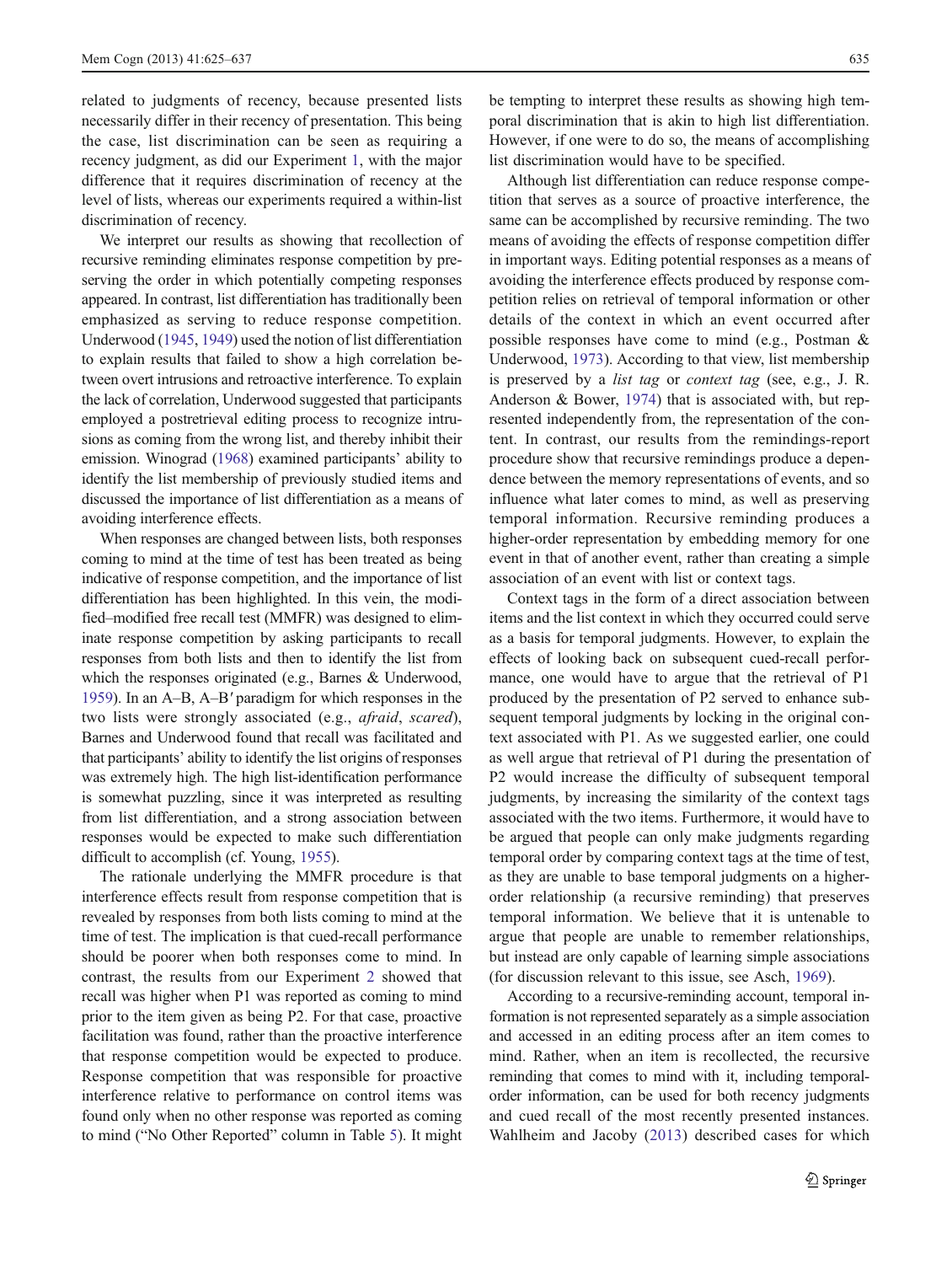related to judgments of recency, because presented lists necessarily differ in their recency of presentation. This being the case, list discrimination can be seen as requiring a recency judgment, as did our Experiment 1, with the major difference that it requires discrimination of recency at the level of lists, whereas our experiments required a within-list discrimination of recency.

We interpret our results as showing that recollection of recursive reminding eliminates response competition by preserving the order in which potentially competing responses appeared. In contrast, list differentiation has traditionally been emphasized as serving to reduce response competition. Underwood (1945, 1949) used the notion of list differentiation to explain results that failed to show a high correlation between overt intrusions and retroactive interference. To explain the lack of correlation, Underwood suggested that participants employed a postretrieval editing process to recognize intrusions as coming from the wrong list, and thereby inhibit their emission. Winograd (1968) examined participants' ability to identify the list membership of previously studied items and discussed the importance of list differentiation as a means of avoiding interference effects.

When responses are changed between lists, both responses coming to mind at the time of test has been treated as being indicative of response competition, and the importance of list differentiation has been highlighted. In this vein, the modified–modified free recall test (MMFR) was designed to eliminate response competition by asking participants to recall responses from both lists and then to identify the list from which the responses originated (e.g., Barnes & Underwood, 1959). In an A–B, A–B′ paradigm for which responses in the two lists were strongly associated (e.g., *afraid*, *scared*), Barnes and Underwood found that recall was facilitated and that participants' ability to identify the list origins of responses was extremely high. The high list-identification performance is somewhat puzzling, since it was interpreted as resulting from list differentiation, and a strong association between responses would be expected to make such differentiation difficult to accomplish (cf. Young, 1955).

The rationale underlying the MMFR procedure is that interference effects result from response competition that is revealed by responses from both lists coming to mind at the time of test. The implication is that cued-recall performance should be poorer when both responses come to mind. In contrast, the results from our Experiment 2 showed that recall was higher when P1 was reported as coming to mind prior to the item given as being P2. For that case, proactive facilitation was found, rather than the proactive interference that response competition would be expected to produce. Response competition that was responsible for proactive interference relative to performance on control items was found only when no other response was reported as coming to mind ("No Other Reported" column in Table 5). It might be tempting to interpret these results as showing high temporal discrimination that is akin to high list differentiation. However, if one were to do so, the means of accomplishing list discrimination would have to be specified.

Although list differentiation can reduce response competition that serves as a source of proactive interference, the same can be accomplished by recursive reminding. The two means of avoiding the effects of response competition differ in important ways. Editing potential responses as a means of avoiding the interference effects produced by response competition relies on retrieval of temporal information or other details of the context in which an event occurred after possible responses have come to mind (e.g., Postman & Underwood, 1973). According to that view, list membership is preserved by a *list tag* or *context tag* (see, e.g., J. R. Anderson & Bower, 1974) that is associated with, but represented independently from, the representation of the content. In contrast, our results from the remindings-report procedure show that recursive remindings produce a dependence between the memory representations of events, and so influence what later comes to mind, as well as preserving temporal information. Recursive reminding produces a higher-order representation by embedding memory for one event in that of another event, rather than creating a simple association of an event with list or context tags.

Context tags in the form of a direct association between items and the list context in which they occurred could serve as a basis for temporal judgments. However, to explain the effects of looking back on subsequent cued-recall performance, one would have to argue that the retrieval of P1 produced by the presentation of P2 served to enhance subsequent temporal judgments by locking in the original context associated with P1. As we suggested earlier, one could as well argue that retrieval of P1 during the presentation of P2 would increase the difficulty of subsequent temporal judgments, by increasing the similarity of the context tags associated with the two items. Furthermore, it would have to be argued that people can only make judgments regarding temporal order by comparing context tags at the time of test, as they are unable to base temporal judgments on a higher-order relationship (a recursive reminding) that preserves temporal information. We believe that it is untenable to argue that people are unable to remember relationships, but instead are only capable of learning simple associations (for discussion relevant to this issue, see Asch, 1969).

According to a recursive-reminding account, temporal information is not represented separately as a simple association and accessed in an editing process after an item comes to mind. Rather, when an item is recollected, the recursive reminding that comes to mind with it, including temporal-order information, can be used for both recency judgments and cued recall of the most recently presented instances. Wahlheim and Jacoby (2013) described cases for which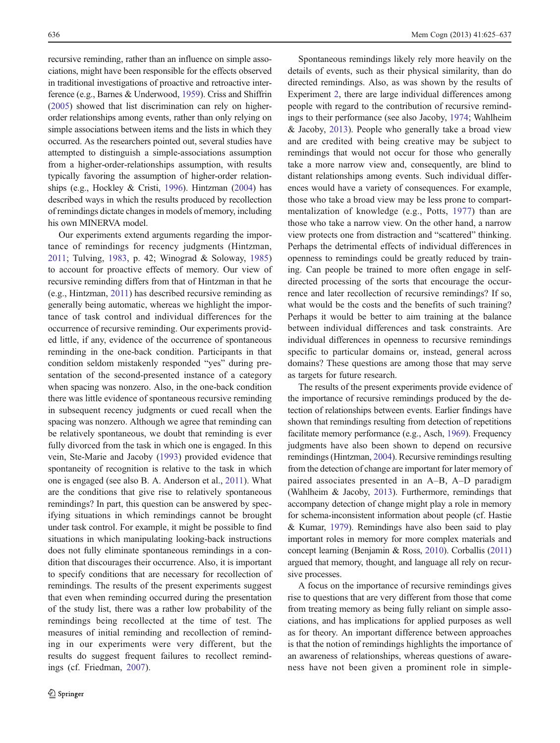recursive reminding, rather than an influence on simple associations, might have been responsible for the effects observed in traditional investigations of proactive and retroactive interference (e.g., Barnes & Underwood, 1959). Criss and Shiffrin (2005) showed that list discrimination can rely on higher-order relationships among events, rather than only relying on simple associations between items and the lists in which they occurred. As the researchers pointed out, several studies have attempted to distinguish a simple-associations assumption from a higher-order-relationships assumption, with results typically favoring the assumption of higher-order relationships (e.g., Hockley & Cristi, 1996). Hintzman (2004) has described ways in which the results produced by recollection of remindings dictate changes in models of memory, including his own MINERVA model.

Our experiments extend arguments regarding the importance of remindings for recency judgments (Hintzman, 2011; Tulving, 1983, p. 42; Winograd & Soloway, 1985) to account for proactive effects of memory. Our view of recursive reminding differs from that of Hintzman in that he (e.g., Hintzman, 2011) has described recursive reminding as generally being automatic, whereas we highlight the importance of task control and individual differences for the occurrence of recursive reminding. Our experiments provided little, if any, evidence of the occurrence of spontaneous reminding in the one-back condition. Participants in that condition seldom mistakenly responded "yes" during presentation of the second-presented instance of a category when spacing was nonzero. Also, in the one-back condition there was little evidence of spontaneous recursive reminding in subsequent recency judgments or cued recall when the spacing was nonzero. Although we agree that reminding can be relatively spontaneous, we doubt that reminding is ever fully divorced from the task in which one is engaged. In this vein, Ste-Marie and Jacoby (1993) provided evidence that spontaneity of recognition is relative to the task in which one is engaged (see also B. A. Anderson et al., 2011). What are the conditions that give rise to relatively spontaneous remindings? In part, this question can be answered by specifying situations in which remindings cannot be brought under task control. For example, it might be possible to find situations in which manipulating looking-back instructions does not fully eliminate spontaneous remindings in a condition that discourages their occurrence. Also, it is important to specify conditions that are necessary for recollection of remindings. The results of the present experiments suggest that even when reminding occurred during the presentation of the study list, there was a rather low probability of the remindings being recollected at the time of test. The measures of initial reminding and recollection of reminding in our experiments were very different, but the results do suggest frequent failures to recollect remindings (cf. Friedman, 2007).

Spontaneous remindings likely rely more heavily on the details of events, such as their physical similarity, than do directed remindings. Also, as was shown by the results of Experiment 2, there are large individual differences among people with regard to the contribution of recursive remindings to their performance (see also Jacoby, 1974; Wahlheim & Jacoby, 2013). People who generally take a broad view and are credited with being creative may be subject to remindings that would not occur for those who generally take a more narrow view and, consequently, are blind to distant relationships among events. Such individual differences would have a variety of consequences. For example, those who take a broad view may be less prone to compartmentalization of knowledge (e.g., Potts, 1977) than are those who take a narrow view. On the other hand, a narrow view protects one from distraction and "scattered" thinking. Perhaps the detrimental effects of individual differences in openness to remindings could be greatly reduced by training. Can people be trained to more often engage in self-directed processing of the sorts that encourage the occurrence and later recollection of recursive remindings? If so, what would be the costs and the benefits of such training? Perhaps it would be better to aim training at the balance between individual differences and task constraints. Are individual differences in openness to recursive remindings specific to particular domains or, instead, general across domains? These questions are among those that may serve as targets for future research.

The results of the present experiments provide evidence of the importance of recursive remindings produced by the detection of relationships between events. Earlier findings have shown that remindings resulting from detection of repetitions facilitate memory performance (e.g., Asch, 1969). Frequency judgments have also been shown to depend on recursive remindings (Hintzman, 2004). Recursive remindings resulting from the detection of change are important for later memory of paired associates presented in an A–B, A–D paradigm (Wahlheim & Jacoby, 2013). Furthermore, remindings that accompany detection of change might play a role in memory for schema-inconsistent information about people (cf. Hastie & Kumar, 1979). Remindings have also been said to play important roles in memory for more complex materials and concept learning (Benjamin & Ross, 2010). Corballis (2011) argued that memory, thought, and language all rely on recursive processes.

A focus on the importance of recursive remindings gives rise to questions that are very different from those that come from treating memory as being fully reliant on simple associations, and has implications for applied purposes as well as for theory. An important difference between approaches is that the notion of remindings highlights the importance of an awareness of relationships, whereas questions of awareness have not been given a prominent role in simple-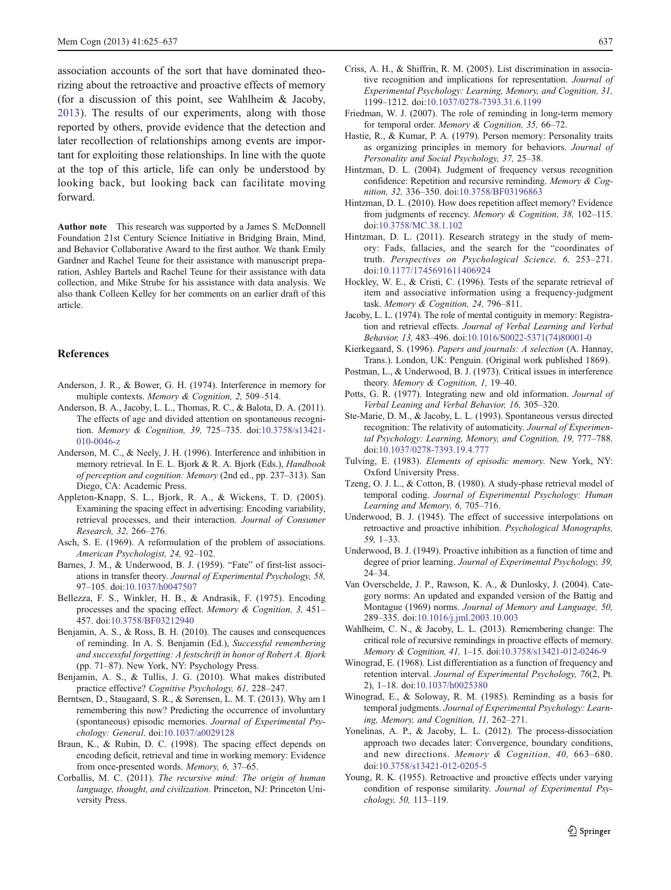association accounts of the sort that have dominated theorizing about the retroactive and proactive effects of memory (for a discussion of this point, see Wahlheim & Jacoby, 2013). The results of our experiments, along with those reported by others, provide evidence that the detection and later recollection of relationships among events are important for exploiting those relationships. In line with the quote at the top of this article, life can only be understood by looking back, but looking back can facilitate moving forward.

**Author note** This research was supported by a James S. McDonnell Foundation 21st Century Science Initiative in Bridging Brain, Mind, and Behavior Collaborative Award to the first author. We thank Emily Gardner and Rachel Teune for their assistance with manuscript preparation, Ashley Bartels and Rachel Teune for their assistance with data collection, and Mike Strube for his assistance with data analysis. We also thank Colleen Kelley for her comments on an earlier draft of this article.

## References

Anderson, J. R., & Bower, G. H. (1974). Interference in memory for multiple contexts. *Memory & Cognition, 2,* 509–514.

Anderson, B. A., Jacoby, L. L., Thomas, R. C., & Balota, D. A. (2011). The effects of age and divided attention on spontaneous recognition. *Memory & Cognition, 39,* 725–735. doi:10.3758/s13421-010-0046-z

Anderson, M. C., & Neely, J. H. (1996). Interference and inhibition in memory retrieval. In E. L. Bjork & R. A. Bjork (Eds.), *Handbook of perception and cognition: Memory* (2nd ed., pp. 237–313). San Diego, CA: Academic Press.

Appleton-Knapp, S. L., Bjork, R. A., & Wickens, T. D. (2005). Examining the spacing effect in advertising: Encoding variability, retrieval processes, and their interaction. *Journal of Consumer Research, 32,* 266–276.

Asch, S. E. (1969). A reformulation of the problem of associations. *American Psychologist, 24,* 92–102.

Barnes, J. M., & Underwood, B. J. (1959). "Fate" of first-list associations in transfer theory. *Journal of Experimental Psychology, 58,* 97–105. doi:10.1037/h0047507

Bellezza, F. S., Winkler, H. B., & Andrasik, F. (1975). Encoding processes and the spacing effect. *Memory & Cognition, 3,* 451–457. doi:10.3758/BF03212940

Benjamin, A. S., & Ross, B. H. (2010). The causes and consequences of reminding. In A. S. Benjamin (Ed.), *Successful remembering and successful forgetting: A festschrift in honor of Robert A. Bjork* (pp. 71–87). New York, NY: Psychology Press.

Benjamin, A. S., & Tullis, J. G. (2010). What makes distributed practice effective? *Cognitive Psychology, 61,* 228–247.

Berntsen, D., Staugaard, S. R., & Sørensen, L. M. T. (2013). Why am I remembering this now? Predicting the occurrence of involuntary (spontaneous) episodic memories. *Journal of Experimental Psychology: General.* doi:10.1037/a0029128

Braun, K., & Rubin, D. C. (1998). The spacing effect depends on encoding deficit, retrieval and time in working memory: Evidence from once-presented words. *Memory, 6,* 37–65.

Corballis, M. C. (2011). *The recursive mind: The origin of human language, thought, and civilization*. Princeton, NJ: Princeton University Press.

Criss, A. H., & Shiffrin, R. M. (2005). List discrimination in associative recognition and implications for representation. *Journal of Experimental Psychology: Learning, Memory, and Cognition, 31,* 1199–1212. doi:10.1037/0278-7393.31.6.1199

Friedman, W. J. (2007). The role of reminding in long-term memory for temporal order. *Memory & Cognition, 35,* 66–72.

Hastie, R., & Kumar, P. A. (1979). Person memory: Personality traits as organizing principles in memory for behaviors. *Journal of Personality and Social Psychology, 37,* 25–38.

Hintzman, D. L. (2004). Judgment of frequency versus recognition confidence: Repetition and recursive reminding. *Memory & Cognition, 32,* 336–350. doi:10.3758/BF03196863

Hintzman, D. L. (2010). How does repetition affect memory? Evidence from judgments of recency. *Memory & Cognition, 38,* 102–115. doi:10.3758/MC.38.1.102

Hintzman, D. L. (2011). Research strategy in the study of memory: Fads, fallacies, and the search for the "coordinates of truth. *Perspectives on Psychological Science, 6,* 253–271. doi:10.1177/1745691611406924

Hockley, W. E., & Cristi, C. (1996). Tests of the separate retrieval of item and associative information using a frequency-judgment task. *Memory & Cognition, 24,* 796–811.

Jacoby, L. L. (1974). The role of mental contiguity in memory: Registration and retrieval effects. *Journal of Verbal Learning and Verbal Behavior, 13,* 483–496. doi:10.1016/S0022-5371(74)80001-0

Kierkegaard, S. (1996). *Papers and journals: A selection* (A. Hannay, Trans.). London, UK: Penguin. (Original work published 1869).

Postman, L., & Underwood, B. J. (1973). Critical issues in interference theory. *Memory & Cognition, 1,* 19–40.

Potts, G. R. (1977). Integrating new and old information. *Journal of Verbal Leaning and Verbal Behavior, 16,* 305–320.

Ste-Marie, D. M., & Jacoby, L. L. (1993). Spontaneous versus directed recognition: The relativity of automaticity. *Journal of Experimental Psychology: Learning, Memory, and Cognition, 19,* 777–788. doi:10.1037/0278-7393.19.4.777

Tulving, E. (1983). *Elements of episodic memory.* New York, NY: Oxford University Press.

Tzeng, O. J. L., & Cotton, B. (1980). A study-phase retrieval model of temporal coding. *Journal of Experimental Psychology: Human Learning and Memory, 6,* 705–716.

Underwood, B. J. (1945). The effect of successive interpolations on retroactive and proactive inhibition. *Psychological Monographs, 59,* 1–33.

Underwood, B. J. (1949). Proactive inhibition as a function of time and degree of prior learning. *Journal of Experimental Psychology, 39,* 24–34.

Van Overschelde, J. P., Rawson, K. A., & Dunlosky, J. (2004). Category norms: An updated and expanded version of the Battig and Montague (1969) norms. *Journal of Memory and Language, 50,* 289–335. doi:10.1016/j.jml.2003.10.003

Wahlheim, C. N., & Jacoby, L. L. (2013). Remembering change: The critical role of recursive remindings in proactive effects of memory. *Memory & Cognition, 41,* 1–15. doi:10.3758/s13421-012-0246-9

Winograd, E. (1968). List differentiation as a function of frequency and retention interval. *Journal of Experimental Psychology, 76*(2, Pt. 2), 1–18. doi:10.1037/h0025380

Winograd, E., & Soloway, R. M. (1985). Reminding as a basis for temporal judgments. *Journal of Experimental Psychology: Learning, Memory, and Cognition, 11,* 262–271.

Yonelinas, A. P., & Jacoby, L. L. (2012). The process-dissociation approach two decades later: Convergence, boundary conditions, and new directions. *Memory & Cognition, 40,* 663–680. doi:10.3758/s13421-012-0205-5

Young, R. K. (1955). Retroactive and proactive effects under varying condition of response similarity. *Journal of Experimental Psychology, 50,* 113–119.